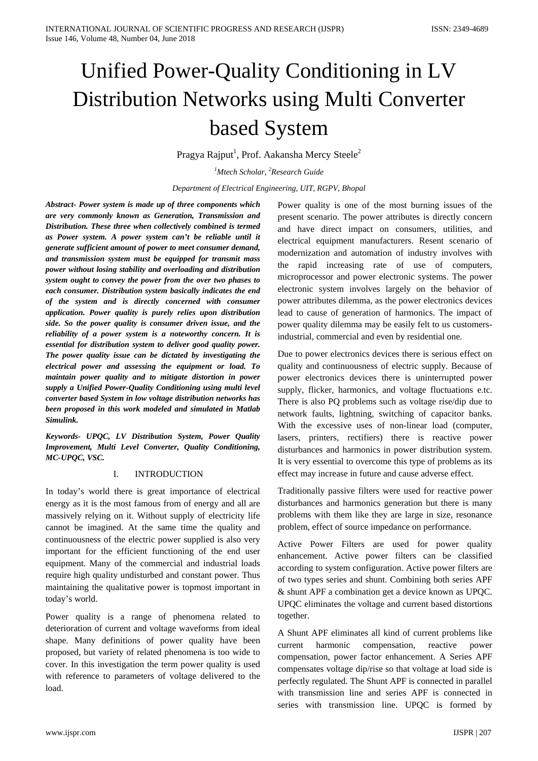# Unified Power-Quality Conditioning in LV Distribution Networks using Multi Converter based System

Pragya Rajput[1], Prof. Aakansha Mercy Steele[2]

[1]*Mtech Scholar,* [2]*Research Guide*

*Department of Electrical Engineering, UIT, RGPV, Bhopal*

***Abstract- Power system is made up of three components which are very commonly known as Generation, Transmission and Distribution. These three when collectively combined is termed as Power system. A power system can't be reliable until it generate sufficient amount of power to meet consumer demand, and transmission system must be equipped for transmit mass power without losing stability and overloading and distribution system ought to convey the power from the over two phases to each consumer. Distribution system basically indicates the end of the system and is directly concerned with consumer application. Power quality is purely relies upon distribution side. So the power quality is consumer driven issue, and the reliability of a power system is a noteworthy concern. It is essential for distribution system to deliver good quality power. The power quality issue can be dictated by investigating the electrical power and assessing the equipment or load. To maintain power quality and to mitigate distortion in power supply a Unified Power-Quality Conditioning using multi level converter based System in low voltage distribution networks has been proposed in this work modeled and simulated in Matlab Simulink.***

***Keywords- UPQC, LV Distribution System, Power Quality Improvement, Multi Level Converter, Quality Conditioning, MC-UPQC, VSC.***

## I. INTRODUCTION

In today's world there is great importance of electrical energy as it is the most famous from of energy and all are massively relying on it. Without supply of electricity life cannot be imagined. At the same time the quality and continuousness of the electric power supplied is also very important for the efficient functioning of the end user equipment. Many of the commercial and industrial loads require high quality undisturbed and constant power. Thus maintaining the qualitative power is topmost important in today's world.

Power quality is a range of phenomena related to deterioration of current and voltage waveforms from ideal shape. Many definitions of power quality have been proposed, but variety of related phenomena is too wide to cover. In this investigation the term power quality is used with reference to parameters of voltage delivered to the load.

Power quality is one of the most burning issues of the present scenario. The power attributes is directly concern and have direct impact on consumers, utilities, and electrical equipment manufacturers. Resent scenario of modernization and automation of industry involves with the rapid increasing rate of use of computers, microprocessor and power electronic systems. The power electronic system involves largely on the behavior of power attributes dilemma, as the power electronics devices lead to cause of generation of harmonics. The impact of power quality dilemma may be easily felt to us customers-industrial, commercial and even by residential one.

Due to power electronics devices there is serious effect on quality and continuousness of electric supply. Because of power electronics devices there is uninterrupted power supply, flicker, harmonics, and voltage fluctuations e.t.c. There is also PQ problems such as voltage rise/dip due to network faults, lightning, switching of capacitor banks. With the excessive uses of non-linear load (computer, lasers, printers, rectifiers) there is reactive power disturbances and harmonics in power distribution system. It is very essential to overcome this type of problems as its effect may increase in future and cause adverse effect.

Traditionally passive filters were used for reactive power disturbances and harmonics generation but there is many problems with them like they are large in size, resonance problem, effect of source impedance on performance.

Active Power Filters are used for power quality enhancement. Active power filters can be classified according to system configuration. Active power filters are of two types series and shunt. Combining both series APF & shunt APF a combination get a device known as UPQC. UPQC eliminates the voltage and current based distortions together.

A Shunt APF eliminates all kind of current problems like current harmonic compensation, reactive power compensation, power factor enhancement. A Series APF compensates voltage dip/rise so that voltage at load side is perfectly regulated. The Shunt APF is connected in parallel with transmission line and series APF is connected in series with transmission line. UPQC is formed by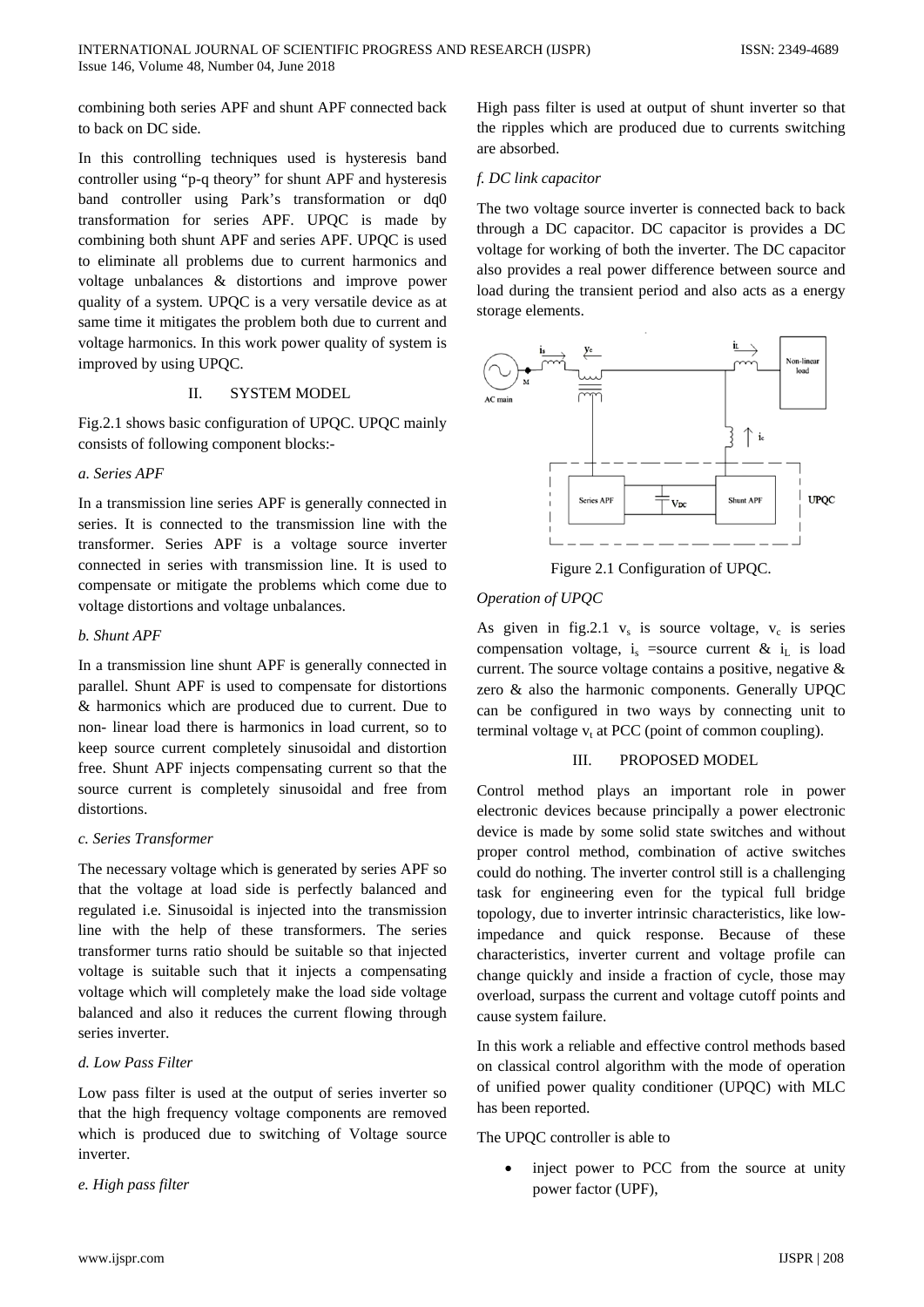combining both series APF and shunt APF connected back to back on DC side.

In this controlling techniques used is hysteresis band controller using "p-q theory" for shunt APF and hysteresis band controller using Park's transformation or dq0 transformation for series APF. UPQC is made by combining both shunt APF and series APF. UPQC is used to eliminate all problems due to current harmonics and voltage unbalances & distortions and improve power quality of a system. UPQC is a very versatile device as at same time it mitigates the problem both due to current and voltage harmonics. In this work power quality of system is improved by using UPQC.

## II. SYSTEM MODEL

Fig.2.1 shows basic configuration of UPQC. UPQC mainly consists of following component blocks:-

*a. Series APF*

In a transmission line series APF is generally connected in series. It is connected to the transmission line with the transformer. Series APF is a voltage source inverter connected in series with transmission line. It is used to compensate or mitigate the problems which come due to voltage distortions and voltage unbalances.

*b. Shunt APF*

In a transmission line shunt APF is generally connected in parallel. Shunt APF is used to compensate for distortions & harmonics which are produced due to current. Due to non- linear load there is harmonics in load current, so to keep source current completely sinusoidal and distortion free. Shunt APF injects compensating current so that the source current is completely sinusoidal and free from distortions.

*c. Series Transformer*

The necessary voltage which is generated by series APF so that the voltage at load side is perfectly balanced and regulated i.e. Sinusoidal is injected into the transmission line with the help of these transformers. The series transformer turns ratio should be suitable so that injected voltage is suitable such that it injects a compensating voltage which will completely make the load side voltage balanced and also it reduces the current flowing through series inverter.

*d. Low Pass Filter*

Low pass filter is used at the output of series inverter so that the high frequency voltage components are removed which is produced due to switching of Voltage source inverter.

*e. High pass filter*

High pass filter is used at output of shunt inverter so that the ripples which are produced due to currents switching are absorbed.

*f. DC link capacitor*

The two voltage source inverter is connected back to back through a DC capacitor. DC capacitor is provides a DC voltage for working of both the inverter. The DC capacitor also provides a real power difference between source and load during the transient period and also acts as a energy storage elements.

Figure 2.1 Configuration of UPQC.

*Operation of UPQC*

As given in fig.2.1 $v_s$ is source voltage, $v_c$ is series compensation voltage, $i_s$ =source current & $i_L$ is load current. The source voltage contains a positive, negative & zero & also the harmonic components. Generally UPQC can be configured in two ways by connecting unit to terminal voltage $v_t$ at PCC (point of common coupling).

## III. PROPOSED MODEL

Control method plays an important role in power electronic devices because principally a power electronic device is made by some solid state switches and without proper control method, combination of active switches could do nothing. The inverter control still is a challenging task for engineering even for the typical full bridge topology, due to inverter intrinsic characteristics, like low-impedance and quick response. Because of these characteristics, inverter current and voltage profile can change quickly and inside a fraction of cycle, those may overload, surpass the current and voltage cutoff points and cause system failure.

In this work a reliable and effective control methods based on classical control algorithm with the mode of operation of unified power quality conditioner (UPQC) with MLC has been reported.

The UPQC controller is able to

- inject power to PCC from the source at unity power factor (UPF),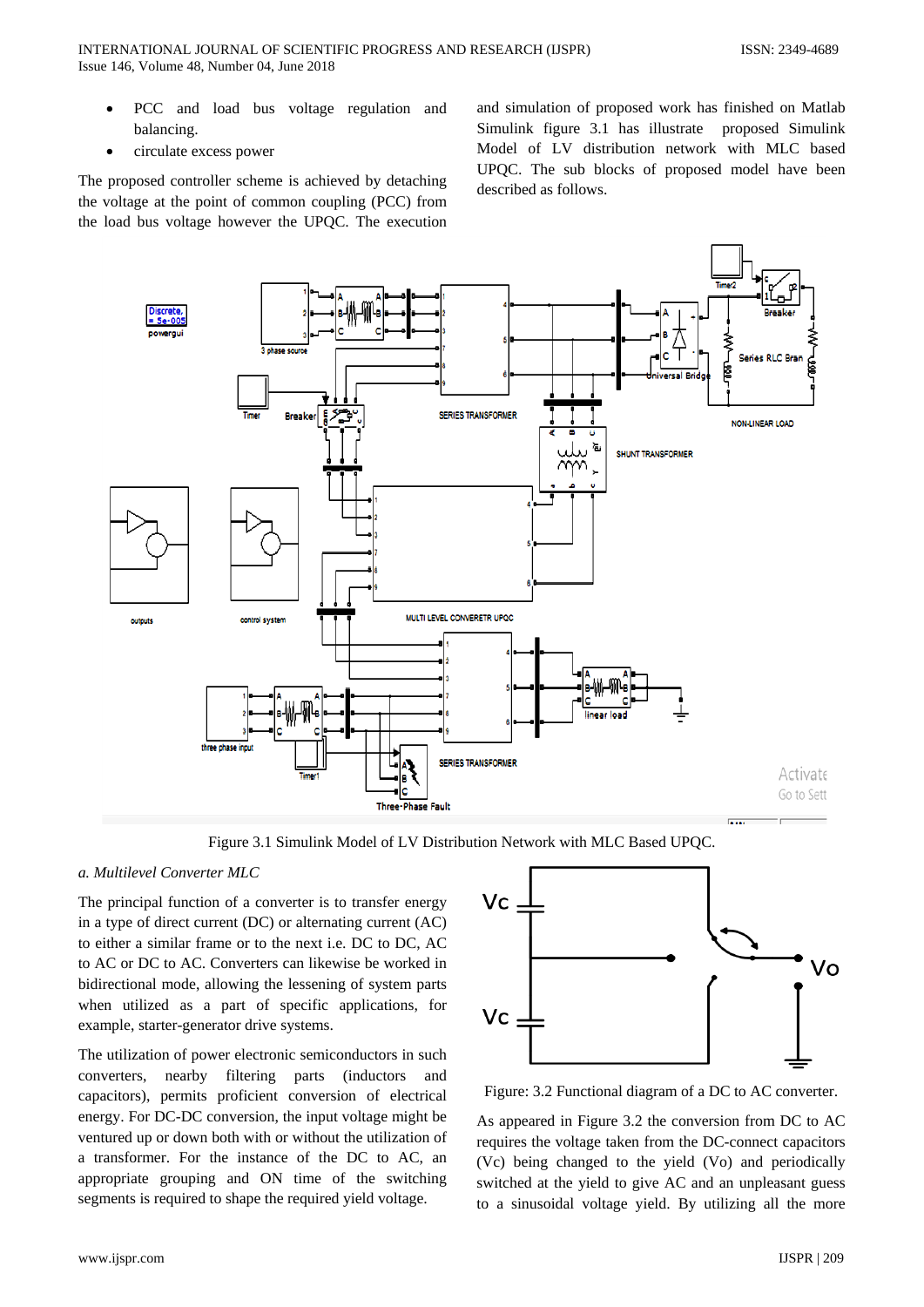- PCC and load bus voltage regulation and balancing.
- circulate excess power

The proposed controller scheme is achieved by detaching the voltage at the point of common coupling (PCC) from the load bus voltage however the UPQC. The execution and simulation of proposed work has finished on Matlab Simulink figure 3.1 has illustrate proposed Simulink Model of LV distribution network with MLC based UPQC. The sub blocks of proposed model have been described as follows.

Figure 3.1 Simulink Model of LV Distribution Network with MLC Based UPQC.

*a. Multilevel Converter MLC*

The principal function of a converter is to transfer energy in a type of direct current (DC) or alternating current (AC) to either a similar frame or to the next i.e. DC to DC, AC to AC or DC to AC. Converters can likewise be worked in bidirectional mode, allowing the lessening of system parts when utilized as a part of specific applications, for example, starter-generator drive systems.

The utilization of power electronic semiconductors in such converters, nearby filtering parts (inductors and capacitors), permits proficient conversion of electrical energy. For DC-DC conversion, the input voltage might be ventured up or down both with or without the utilization of a transformer. For the instance of the DC to AC, an appropriate grouping and ON time of the switching segments is required to shape the required yield voltage.

Figure: 3.2 Functional diagram of a DC to AC converter.

As appeared in Figure 3.2 the conversion from DC to AC requires the voltage taken from the DC-connect capacitors (Vc) being changed to the yield (Vo) and periodically switched at the yield to give AC and an unpleasant guess to a sinusoidal voltage yield. By utilizing all the more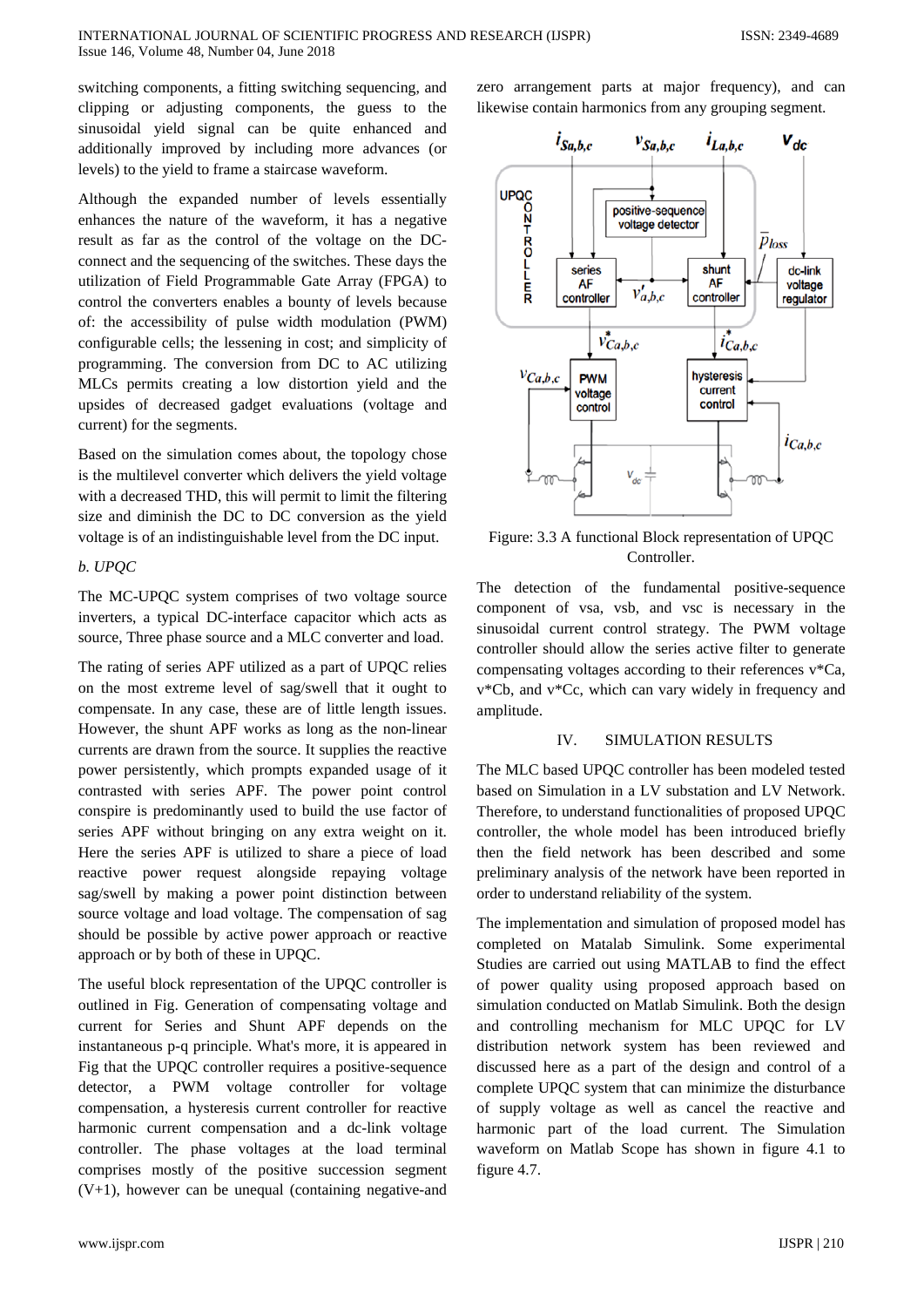switching components, a fitting switching sequencing, and clipping or adjusting components, the guess to the sinusoidal yield signal can be quite enhanced and additionally improved by including more advances (or levels) to the yield to frame a staircase waveform.

Although the expanded number of levels essentially enhances the nature of the waveform, it has a negative result as far as the control of the voltage on the DC-connect and the sequencing of the switches. These days the utilization of Field Programmable Gate Array (FPGA) to control the converters enables a bounty of levels because of: the accessibility of pulse width modulation (PWM) configurable cells; the lessening in cost; and simplicity of programming. The conversion from DC to AC utilizing MLCs permits creating a low distortion yield and the upsides of decreased gadget evaluations (voltage and current) for the segments.

Based on the simulation comes about, the topology chose is the multilevel converter which delivers the yield voltage with a decreased THD, this will permit to limit the filtering size and diminish the DC to DC conversion as the yield voltage is of an indistinguishable level from the DC input.

*b. UPQC*

The MC-UPQC system comprises of two voltage source inverters, a typical DC-interface capacitor which acts as source, Three phase source and a MLC converter and load.

The rating of series APF utilized as a part of UPQC relies on the most extreme level of sag/swell that it ought to compensate. In any case, these are of little length issues. However, the shunt APF works as long as the non-linear currents are drawn from the source. It supplies the reactive power persistently, which prompts expanded usage of it contrasted with series APF. The power point control conspire is predominantly used to build the use factor of series APF without bringing on any extra weight on it. Here the series APF is utilized to share a piece of load reactive power request alongside repaying voltage sag/swell by making a power point distinction between source voltage and load voltage. The compensation of sag should be possible by active power approach or reactive approach or by both of these in UPQC.

The useful block representation of the UPQC controller is outlined in Fig. Generation of compensating voltage and current for Series and Shunt APF depends on the instantaneous p-q principle. What's more, it is appeared in Fig that the UPQC controller requires a positive-sequence detector, a PWM voltage controller for voltage compensation, a hysteresis current controller for reactive harmonic current compensation and a dc-link voltage controller. The phase voltages at the load terminal comprises mostly of the positive succession segment (V+1), however can be unequal (containing negative-and zero arrangement parts at major frequency), and can likewise contain harmonics from any grouping segment.

Figure: 3.3 A functional Block representation of UPQC Controller.

The detection of the fundamental positive-sequence component of vsa, vsb, and vsc is necessary in the sinusoidal current control strategy. The PWM voltage controller should allow the series active filter to generate compensating voltages according to their references v*Ca, v*Cb, and v*Cc, which can vary widely in frequency and amplitude.

## IV. SIMULATION RESULTS

The MLC based UPQC controller has been modeled tested based on Simulation in a LV substation and LV Network. Therefore, to understand functionalities of proposed UPQC controller, the whole model has been introduced briefly then the field network has been described and some preliminary analysis of the network have been reported in order to understand reliability of the system.

The implementation and simulation of proposed model has completed on Matalab Simulink. Some experimental Studies are carried out using MATLAB to find the effect of power quality using proposed approach based on simulation conducted on Matlab Simulink. Both the design and controlling mechanism for MLC UPQC for LV distribution network system has been reviewed and discussed here as a part of the design and control of a complete UPQC system that can minimize the disturbance of supply voltage as well as cancel the reactive and harmonic part of the load current. The Simulation waveform on Matlab Scope has shown in figure 4.1 to figure 4.7.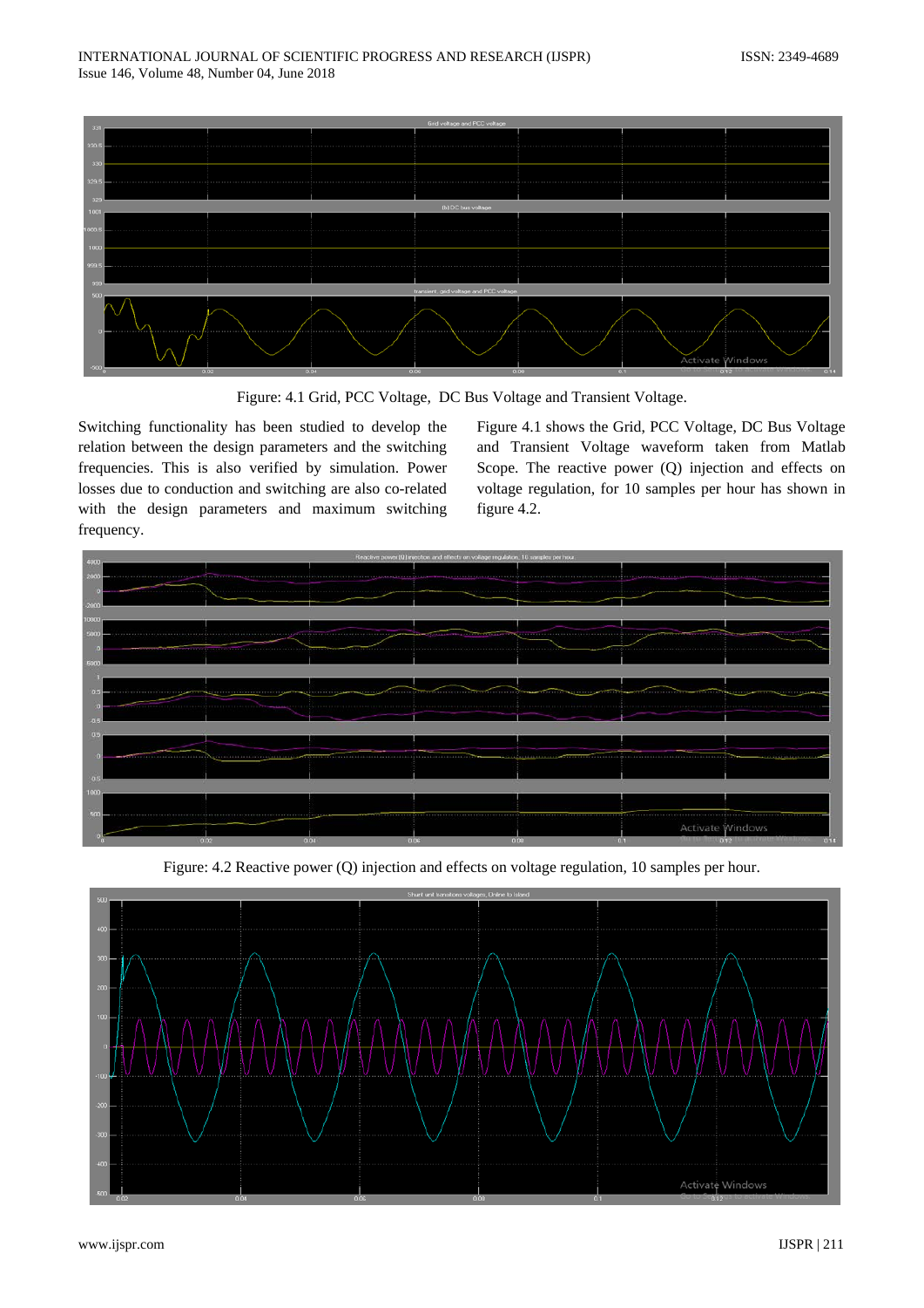Figure: 4.1 Grid, PCC Voltage, DC Bus Voltage and Transient Voltage.

Switching functionality has been studied to develop the relation between the design parameters and the switching frequencies. This is also verified by simulation. Power losses due to conduction and switching are also co-related with the design parameters and maximum switching frequency.

Figure 4.1 shows the Grid, PCC Voltage, DC Bus Voltage and Transient Voltage waveform taken from Matlab Scope. The reactive power (Q) injection and effects on voltage regulation, for 10 samples per hour has shown in figure 4.2.

Figure: 4.2 Reactive power (Q) injection and effects on voltage regulation, 10 samples per hour.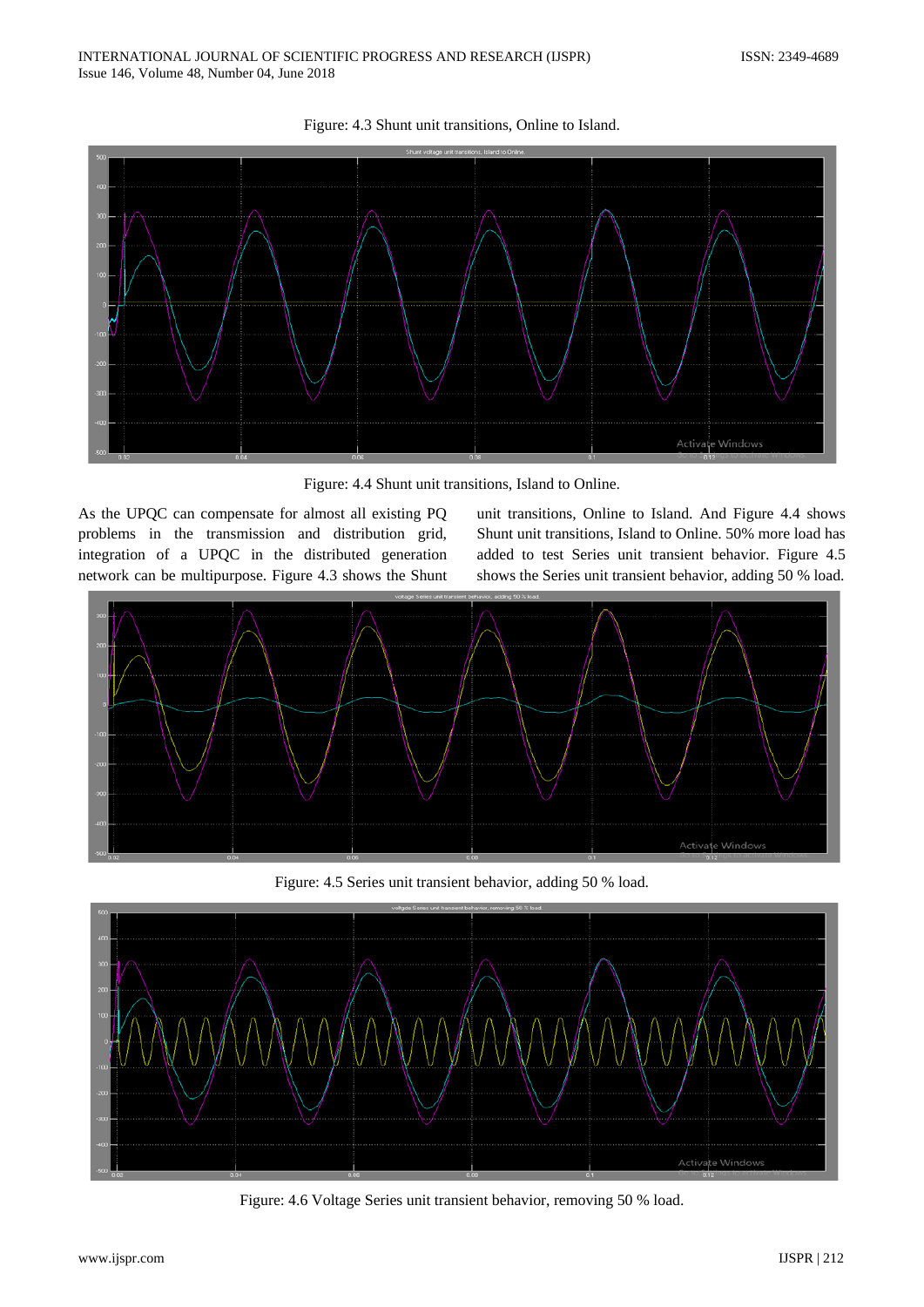Figure: 4.3 Shunt unit transitions, Online to Island.

Figure: 4.4 Shunt unit transitions, Island to Online.

As the UPQC can compensate for almost all existing PQ problems in the transmission and distribution grid, integration of a UPQC in the distributed generation network can be multipurpose. Figure 4.3 shows the Shunt unit transitions, Online to Island. And Figure 4.4 shows Shunt unit transitions, Island to Online. 50% more load has added to test Series unit transient behavior. Figure 4.5 shows the Series unit transient behavior, adding 50 % load.

Figure: 4.5 Series unit transient behavior, adding 50 % load.

Figure: 4.6 Voltage Series unit transient behavior, removing 50 % load.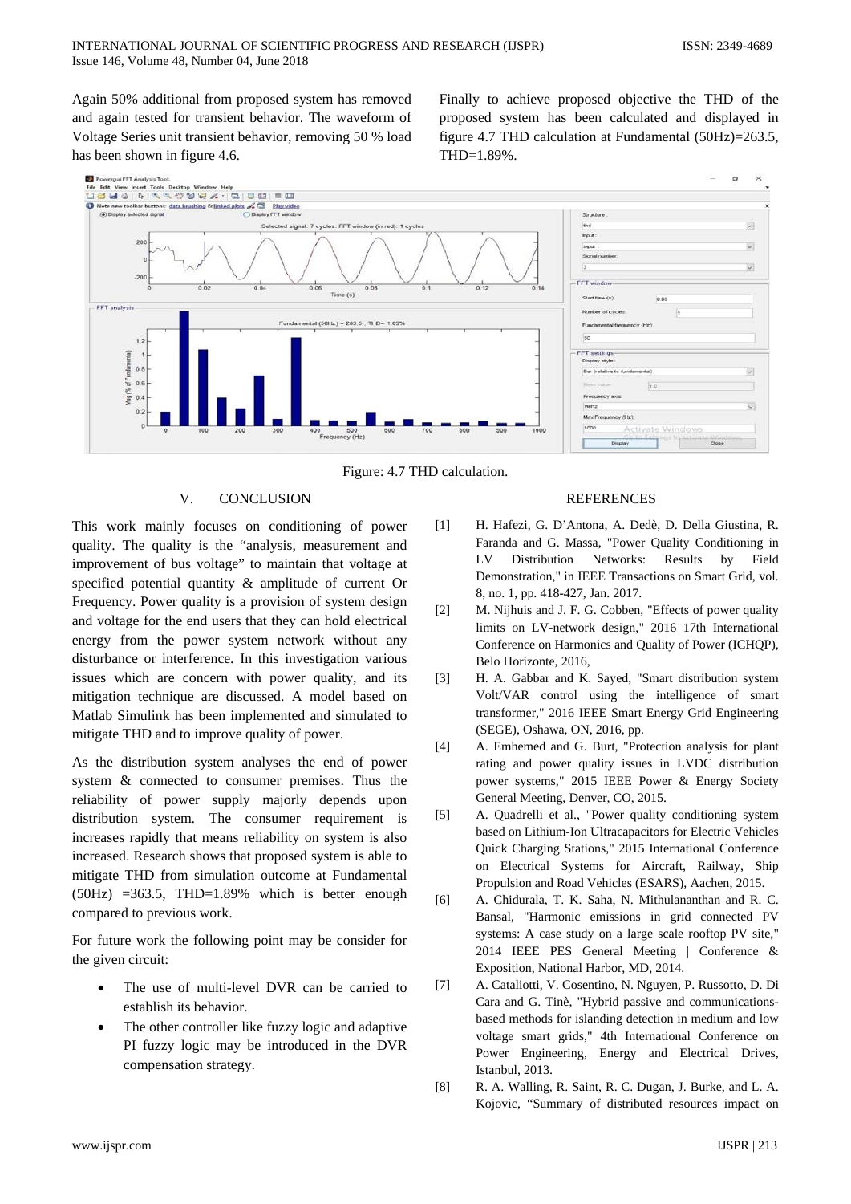Again 50% additional from proposed system has removed and again tested for transient behavior. The waveform of Voltage Series unit transient behavior, removing 50 % load has been shown in figure 4.6.

Finally to achieve proposed objective the THD of the proposed system has been calculated and displayed in figure 4.7 THD calculation at Fundamental (50Hz)=263.5, THD=1.89%.

Figure: 4.7 THD calculation.

## V. CONCLUSION

This work mainly focuses on conditioning of power quality. The quality is the "analysis, measurement and improvement of bus voltage" to maintain that voltage at specified potential quantity & amplitude of current Or Frequency. Power quality is a provision of system design and voltage for the end users that they can hold electrical energy from the power system network without any disturbance or interference. In this investigation various issues which are concern with power quality, and its mitigation technique are discussed. A model based on Matlab Simulink has been implemented and simulated to mitigate THD and to improve quality of power.

As the distribution system analyses the end of power system & connected to consumer premises. Thus the reliability of power supply majorly depends upon distribution system. The consumer requirement is increases rapidly that means reliability on system is also increased. Research shows that proposed system is able to mitigate THD from simulation outcome at Fundamental (50Hz) =363.5, THD=1.89% which is better enough compared to previous work.

For future work the following point may be consider for the given circuit:

- The use of multi-level DVR can be carried to establish its behavior.
- The other controller like fuzzy logic and adaptive PI fuzzy logic may be introduced in the DVR compensation strategy.

## REFERENCES

[1] H. Hafezi, G. D'Antona, A. Dedè, D. Della Giustina, R. Faranda and G. Massa, "Power Quality Conditioning in LV Distribution Networks: Results by Field Demonstration," in IEEE Transactions on Smart Grid, vol. 8, no. 1, pp. 418-427, Jan. 2017.

[2] M. Nijhuis and J. F. G. Cobben, "Effects of power quality limits on LV-network design," 2016 17th International Conference on Harmonics and Quality of Power (ICHQP), Belo Horizonte, 2016,

[3] H. A. Gabbar and K. Sayed, "Smart distribution system Volt/VAR control using the intelligence of smart transformer," 2016 IEEE Smart Energy Grid Engineering (SEGE), Oshawa, ON, 2016, pp.

[4] A. Emhemed and G. Burt, "Protection analysis for plant rating and power quality issues in LVDC distribution power systems," 2015 IEEE Power & Energy Society General Meeting, Denver, CO, 2015.

[5] A. Quadrelli et al., "Power quality conditioning system based on Lithium-Ion Ultracapacitors for Electric Vehicles Quick Charging Stations," 2015 International Conference on Electrical Systems for Aircraft, Railway, Ship Propulsion and Road Vehicles (ESARS), Aachen, 2015.

[6] A. Chidurala, T. K. Saha, N. Mithulananthan and R. C. Bansal, "Harmonic emissions in grid connected PV systems: A case study on a large scale rooftop PV site," 2014 IEEE PES General Meeting | Conference & Exposition, National Harbor, MD, 2014.

[7] A. Cataliotti, V. Cosentino, N. Nguyen, P. Russotto, D. Di Cara and G. Tinè, "Hybrid passive and communications-based methods for islanding detection in medium and low voltage smart grids," 4th International Conference on Power Engineering, Energy and Electrical Drives, Istanbul, 2013.

[8] R. A. Walling, R. Saint, R. C. Dugan, J. Burke, and L. A. Kojovic, "Summary of distributed resources impact on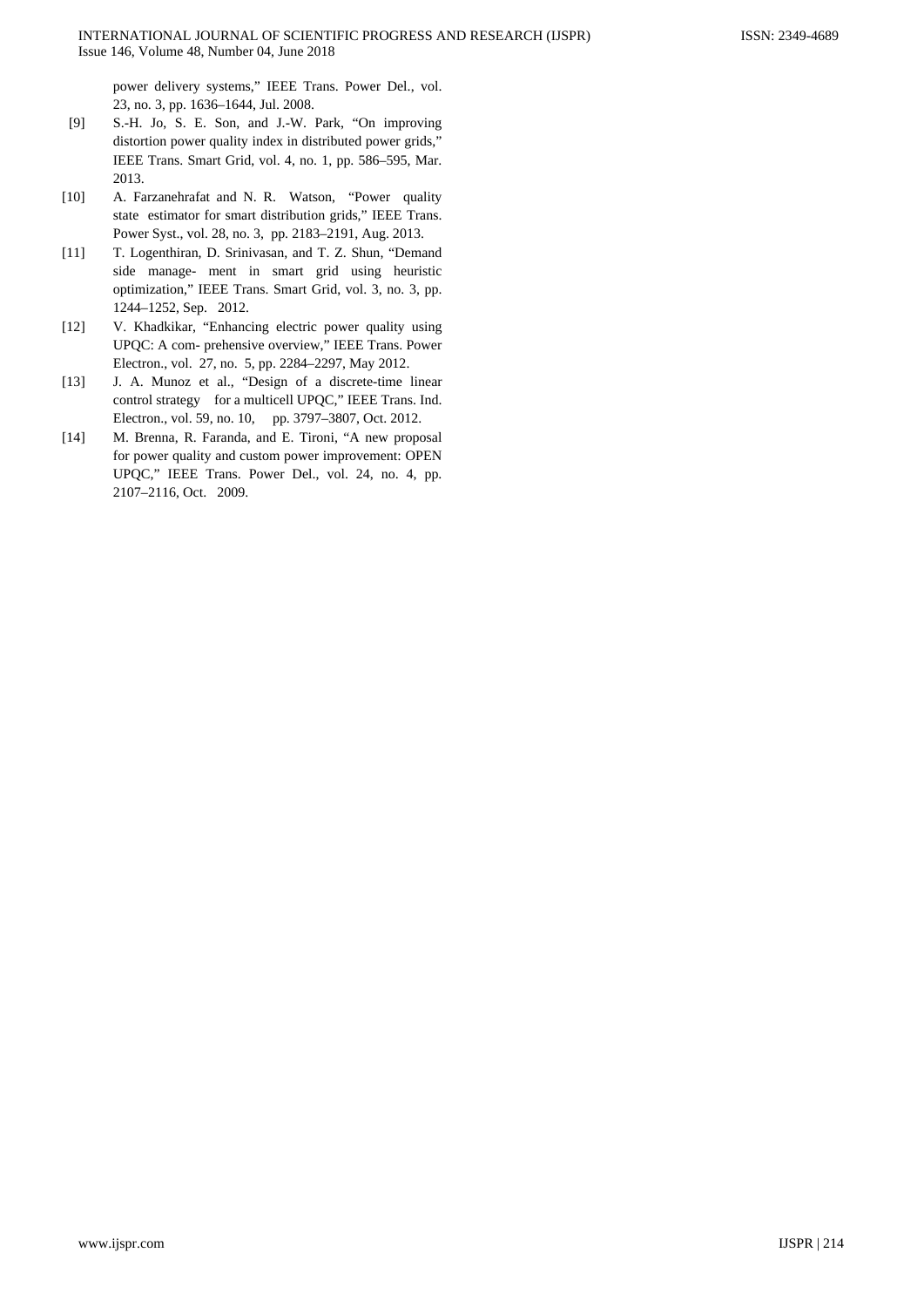power delivery systems," IEEE Trans. Power Del., vol. 23, no. 3, pp. 1636–1644, Jul. 2008.

[9] S.-H. Jo, S. E. Son, and J.-W. Park, "On improving distortion power quality index in distributed power grids," IEEE Trans. Smart Grid, vol. 4, no. 1, pp. 586–595, Mar. 2013.

[10] A. Farzanehrafat and N. R. Watson, "Power quality state estimator for smart distribution grids," IEEE Trans. Power Syst., vol. 28, no. 3, pp. 2183–2191, Aug. 2013.

[11] T. Logenthiran, D. Srinivasan, and T. Z. Shun, "Demand side manage- ment in smart grid using heuristic optimization," IEEE Trans. Smart Grid, vol. 3, no. 3, pp. 1244–1252, Sep. 2012.

[12] V. Khadkikar, "Enhancing electric power quality using UPQC: A com- prehensive overview," IEEE Trans. Power Electron., vol. 27, no. 5, pp. 2284–2297, May 2012.

[13] J. A. Munoz et al., "Design of a discrete-time linear control strategy for a multicell UPQC," IEEE Trans. Ind. Electron., vol. 59, no. 10, pp. 3797–3807, Oct. 2012.

[14] M. Brenna, R. Faranda, and E. Tironi, "A new proposal for power quality and custom power improvement: OPEN UPQC," IEEE Trans. Power Del., vol. 24, no. 4, pp. 2107–2116, Oct. 2009.